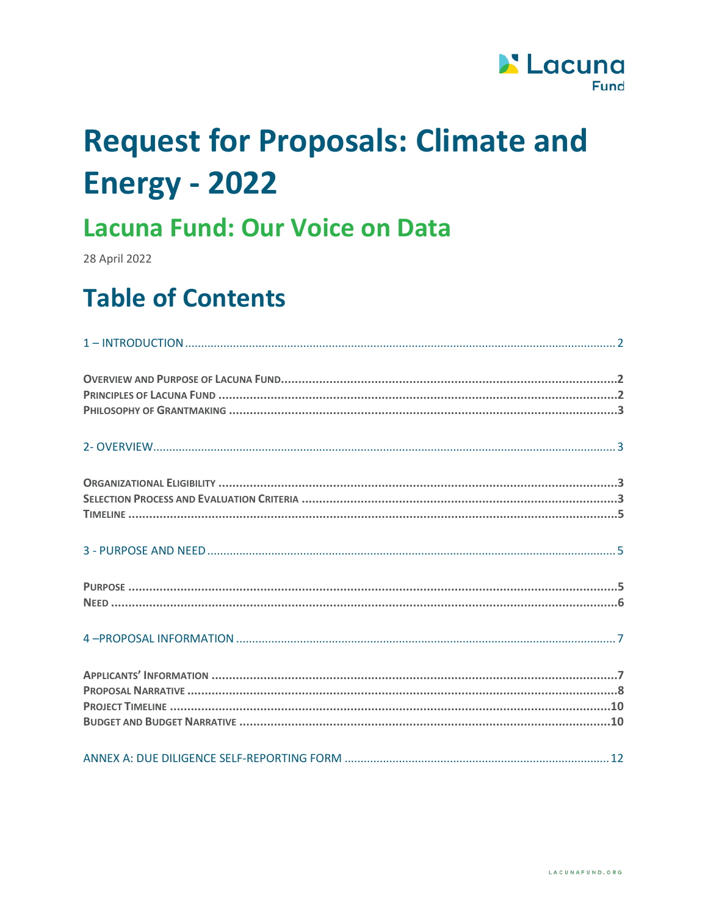Lacuna Fund

# Request for Proposals: Climate and Energy - 2022

## Lacuna Fund: Our Voice on Data

28 April 2022

# Table of Contents

1 – INTRODUCTION ............ 2

**Overview and Purpose of Lacuna Fund** ............ 2
**Principles of Lacuna Fund** ............ 2
**Philosophy of Grantmaking** ............ 3

2- OVERVIEW ............ 3

**Organizational Eligibility** ............ 3
**Selection Process and Evaluation Criteria** ............ 3
**Timeline** ............ 5

3 - PURPOSE AND NEED ............ 5

**Purpose** ............ 5
**Need** ............ 6

4 –PROPOSAL INFORMATION ............ 7

**Applicants' Information** ............ 7
**Proposal Narrative** ............ 8
**Project Timeline** ............ 10
**Budget and Budget Narrative** ............ 10

ANNEX A: DUE DILIGENCE SELF-REPORTING FORM ............ 12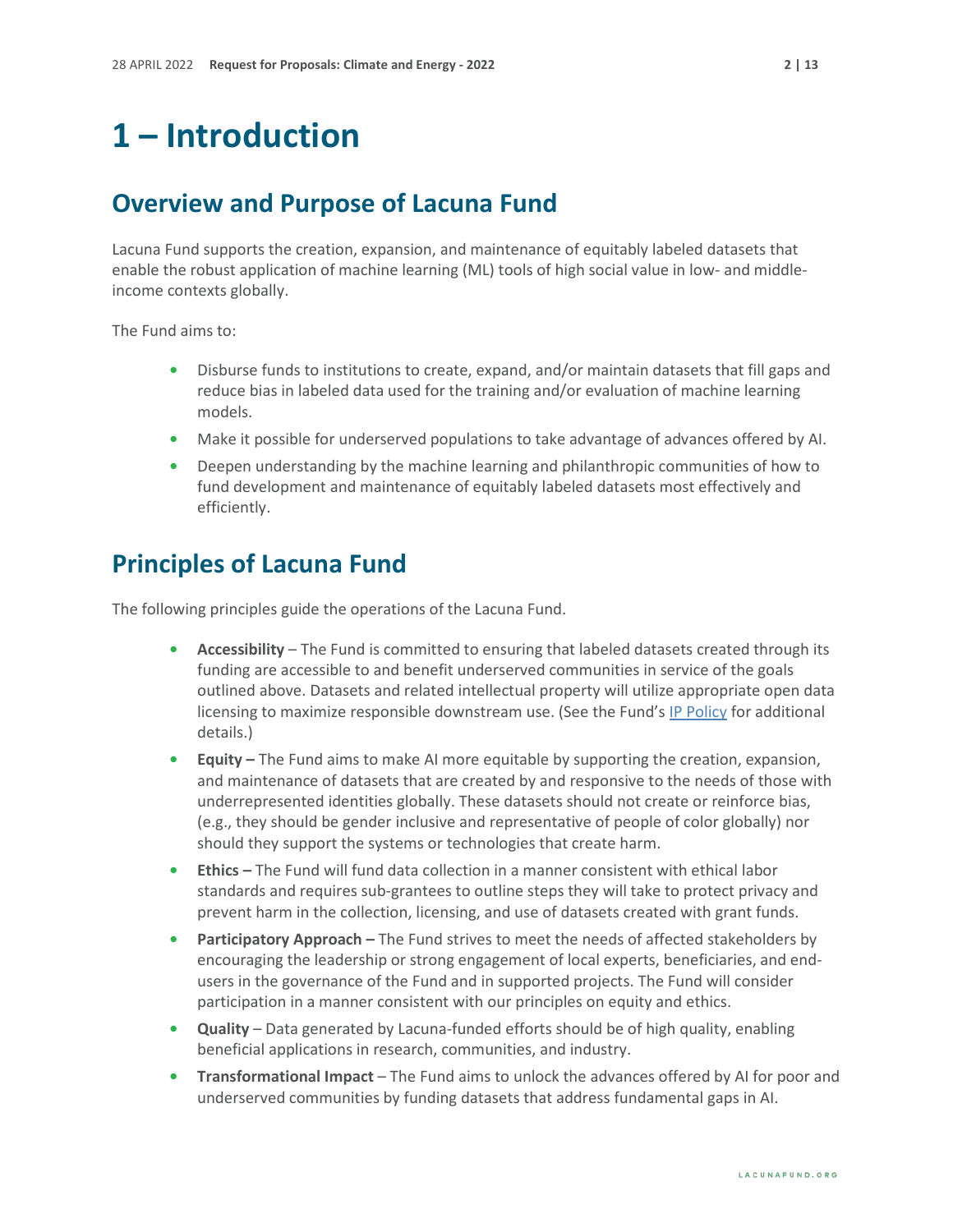# 1 – Introduction

## Overview and Purpose of Lacuna Fund

Lacuna Fund supports the creation, expansion, and maintenance of equitably labeled datasets that enable the robust application of machine learning (ML) tools of high social value in low- and middle-income contexts globally.

The Fund aims to:

- Disburse funds to institutions to create, expand, and/or maintain datasets that fill gaps and reduce bias in labeled data used for the training and/or evaluation of machine learning models.
- Make it possible for underserved populations to take advantage of advances offered by AI.
- Deepen understanding by the machine learning and philanthropic communities of how to fund development and maintenance of equitably labeled datasets most effectively and efficiently.

## Principles of Lacuna Fund

The following principles guide the operations of the Lacuna Fund.

- **Accessibility** – The Fund is committed to ensuring that labeled datasets created through its funding are accessible to and benefit underserved communities in service of the goals outlined above. Datasets and related intellectual property will utilize appropriate open data licensing to maximize responsible downstream use. (See the Fund's IP Policy for additional details.)
- **Equity –** The Fund aims to make AI more equitable by supporting the creation, expansion, and maintenance of datasets that are created by and responsive to the needs of those with underrepresented identities globally. These datasets should not create or reinforce bias, (e.g., they should be gender inclusive and representative of people of color globally) nor should they support the systems or technologies that create harm.
- **Ethics –** The Fund will fund data collection in a manner consistent with ethical labor standards and requires sub-grantees to outline steps they will take to protect privacy and prevent harm in the collection, licensing, and use of datasets created with grant funds.
- **Participatory Approach –** The Fund strives to meet the needs of affected stakeholders by encouraging the leadership or strong engagement of local experts, beneficiaries, and end-users in the governance of the Fund and in supported projects. The Fund will consider participation in a manner consistent with our principles on equity and ethics.
- **Quality** – Data generated by Lacuna-funded efforts should be of high quality, enabling beneficial applications in research, communities, and industry.
- **Transformational Impact** – The Fund aims to unlock the advances offered by AI for poor and underserved communities by funding datasets that address fundamental gaps in AI.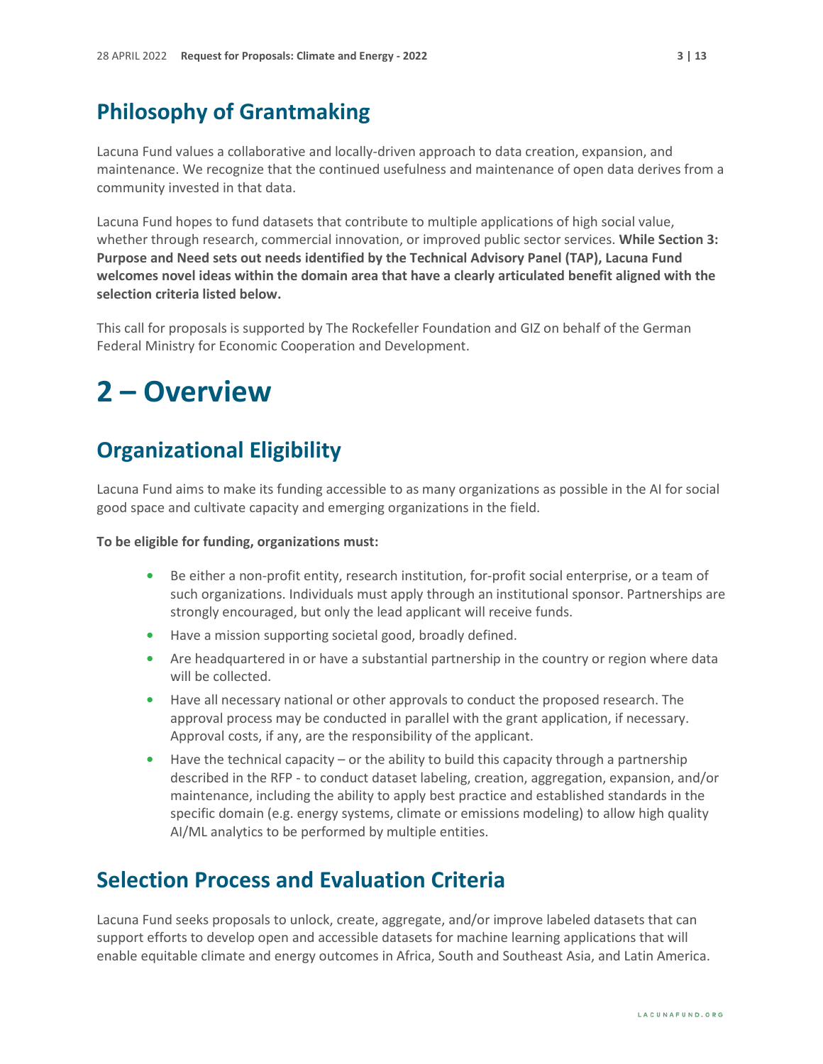## Philosophy of Grantmaking

Lacuna Fund values a collaborative and locally-driven approach to data creation, expansion, and maintenance. We recognize that the continued usefulness and maintenance of open data derives from a community invested in that data.

Lacuna Fund hopes to fund datasets that contribute to multiple applications of high social value, whether through research, commercial innovation, or improved public sector services. **While Section 3: Purpose and Need sets out needs identified by the Technical Advisory Panel (TAP), Lacuna Fund welcomes novel ideas within the domain area that have a clearly articulated benefit aligned with the selection criteria listed below.**

This call for proposals is supported by The Rockefeller Foundation and GIZ on behalf of the German Federal Ministry for Economic Cooperation and Development.

# 2 – Overview

## Organizational Eligibility

Lacuna Fund aims to make its funding accessible to as many organizations as possible in the AI for social good space and cultivate capacity and emerging organizations in the field.

**To be eligible for funding, organizations must:**

- Be either a non-profit entity, research institution, for-profit social enterprise, or a team of such organizations. Individuals must apply through an institutional sponsor. Partnerships are strongly encouraged, but only the lead applicant will receive funds.
- Have a mission supporting societal good, broadly defined.
- Are headquartered in or have a substantial partnership in the country or region where data will be collected.
- Have all necessary national or other approvals to conduct the proposed research. The approval process may be conducted in parallel with the grant application, if necessary. Approval costs, if any, are the responsibility of the applicant.
- Have the technical capacity – or the ability to build this capacity through a partnership described in the RFP - to conduct dataset labeling, creation, aggregation, expansion, and/or maintenance, including the ability to apply best practice and established standards in the specific domain (e.g. energy systems, climate or emissions modeling) to allow high quality AI/ML analytics to be performed by multiple entities.

## Selection Process and Evaluation Criteria

Lacuna Fund seeks proposals to unlock, create, aggregate, and/or improve labeled datasets that can support efforts to develop open and accessible datasets for machine learning applications that will enable equitable climate and energy outcomes in Africa, South and Southeast Asia, and Latin America.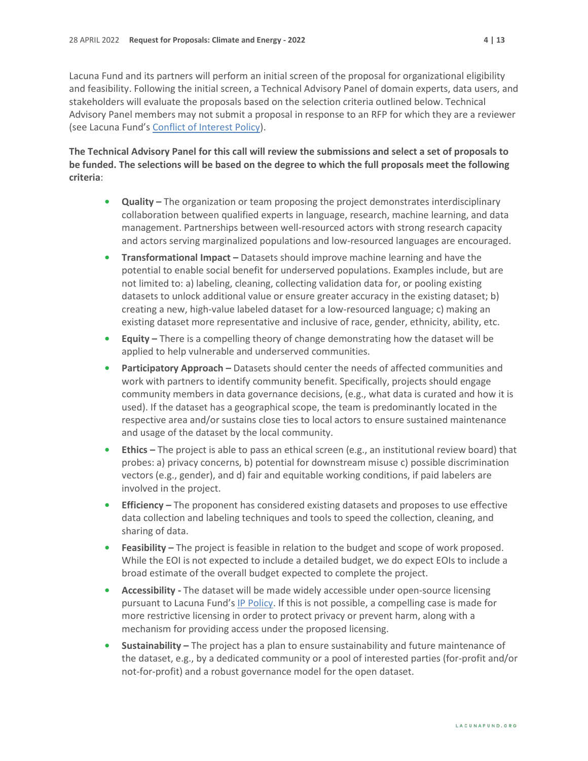Lacuna Fund and its partners will perform an initial screen of the proposal for organizational eligibility and feasibility. Following the initial screen, a Technical Advisory Panel of domain experts, data users, and stakeholders will evaluate the proposals based on the selection criteria outlined below. Technical Advisory Panel members may not submit a proposal in response to an RFP for which they are a reviewer (see Lacuna Fund's [Conflict of Interest Policy](#)).

**The Technical Advisory Panel for this call will review the submissions and select a set of proposals to be funded. The selections will be based on the degree to which the full proposals meet the following criteria**:

- **Quality –** The organization or team proposing the project demonstrates interdisciplinary collaboration between qualified experts in language, research, machine learning, and data management. Partnerships between well-resourced actors with strong research capacity and actors serving marginalized populations and low-resourced languages are encouraged.
- **Transformational Impact –** Datasets should improve machine learning and have the potential to enable social benefit for underserved populations. Examples include, but are not limited to: a) labeling, cleaning, collecting validation data for, or pooling existing datasets to unlock additional value or ensure greater accuracy in the existing dataset; b) creating a new, high-value labeled dataset for a low-resourced language; c) making an existing dataset more representative and inclusive of race, gender, ethnicity, ability, etc.
- **Equity –** There is a compelling theory of change demonstrating how the dataset will be applied to help vulnerable and underserved communities.
- **Participatory Approach –** Datasets should center the needs of affected communities and work with partners to identify community benefit. Specifically, projects should engage community members in data governance decisions, (e.g., what data is curated and how it is used). If the dataset has a geographical scope, the team is predominantly located in the respective area and/or sustains close ties to local actors to ensure sustained maintenance and usage of the dataset by the local community.
- **Ethics –** The project is able to pass an ethical screen (e.g., an institutional review board) that probes: a) privacy concerns, b) potential for downstream misuse c) possible discrimination vectors (e.g., gender), and d) fair and equitable working conditions, if paid labelers are involved in the project.
- **Efficiency –** The proponent has considered existing datasets and proposes to use effective data collection and labeling techniques and tools to speed the collection, cleaning, and sharing of data.
- **Feasibility –** The project is feasible in relation to the budget and scope of work proposed. While the EOI is not expected to include a detailed budget, we do expect EOIs to include a broad estimate of the overall budget expected to complete the project.
- **Accessibility -** The dataset will be made widely accessible under open-source licensing pursuant to Lacuna Fund's [IP Policy](#). If this is not possible, a compelling case is made for more restrictive licensing in order to protect privacy or prevent harm, along with a mechanism for providing access under the proposed licensing.
- **Sustainability –** The project has a plan to ensure sustainability and future maintenance of the dataset, e.g., by a dedicated community or a pool of interested parties (for-profit and/or not-for-profit) and a robust governance model for the open dataset.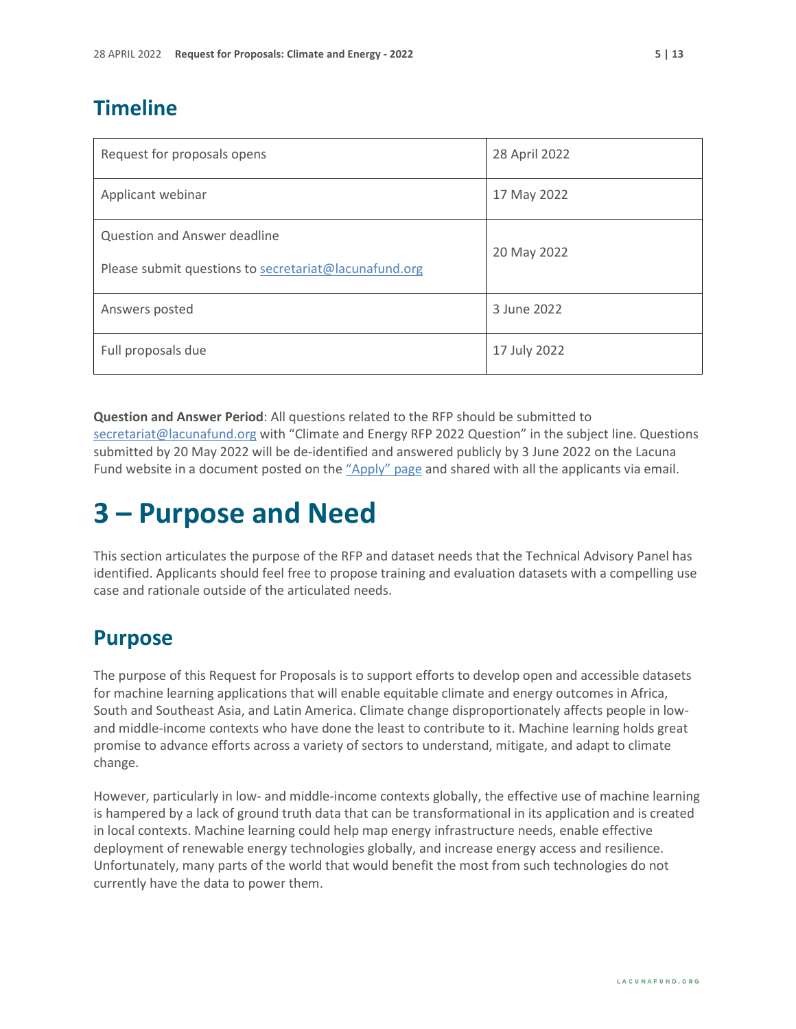## Timeline

| | |
|---|---|
| Request for proposals opens | 28 April 2022 |
| Applicant webinar | 17 May 2022 |
| Question and Answer deadline<br><br>Please submit questions to secretariat@lacunafund.org | 20 May 2022 |
| Answers posted | 3 June 2022 |
| Full proposals due | 17 July 2022 |

**Question and Answer Period**: All questions related to the RFP should be submitted to secretariat@lacunafund.org with "Climate and Energy RFP 2022 Question" in the subject line. Questions submitted by 20 May 2022 will be de-identified and answered publicly by 3 June 2022 on the Lacuna Fund website in a document posted on the "Apply" page and shared with all the applicants via email.

# 3 – Purpose and Need

This section articulates the purpose of the RFP and dataset needs that the Technical Advisory Panel has identified. Applicants should feel free to propose training and evaluation datasets with a compelling use case and rationale outside of the articulated needs.

## Purpose

The purpose of this Request for Proposals is to support efforts to develop open and accessible datasets for machine learning applications that will enable equitable climate and energy outcomes in Africa, South and Southeast Asia, and Latin America. Climate change disproportionately affects people in low- and middle-income contexts who have done the least to contribute to it. Machine learning holds great promise to advance efforts across a variety of sectors to understand, mitigate, and adapt to climate change.

However, particularly in low- and middle-income contexts globally, the effective use of machine learning is hampered by a lack of ground truth data that can be transformational in its application and is created in local contexts. Machine learning could help map energy infrastructure needs, enable effective deployment of renewable energy technologies globally, and increase energy access and resilience. Unfortunately, many parts of the world that would benefit the most from such technologies do not currently have the data to power them.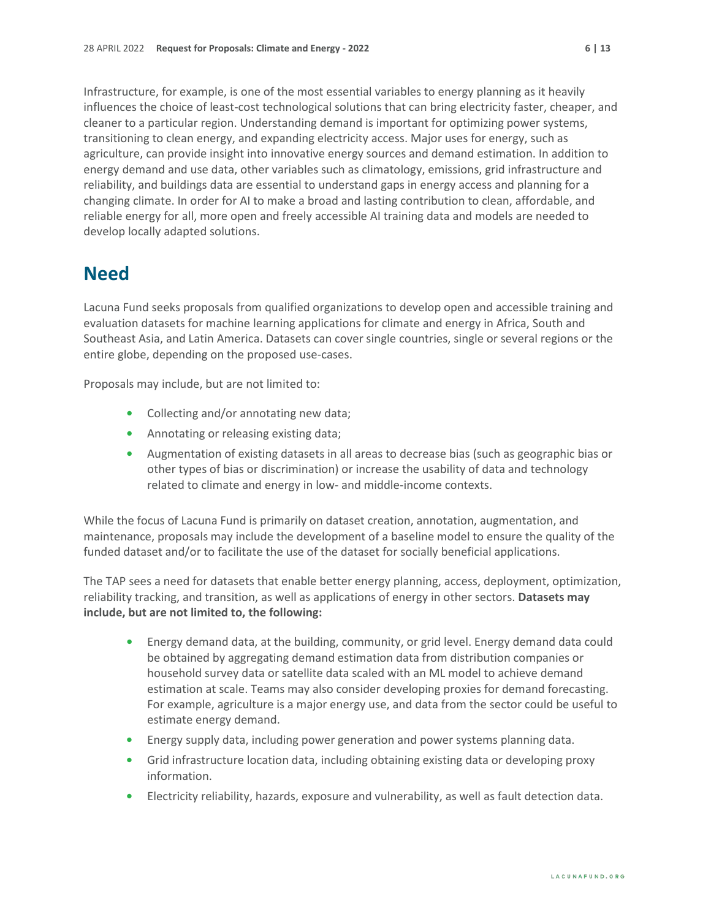Infrastructure, for example, is one of the most essential variables to energy planning as it heavily influences the choice of least-cost technological solutions that can bring electricity faster, cheaper, and cleaner to a particular region. Understanding demand is important for optimizing power systems, transitioning to clean energy, and expanding electricity access. Major uses for energy, such as agriculture, can provide insight into innovative energy sources and demand estimation. In addition to energy demand and use data, other variables such as climatology, emissions, grid infrastructure and reliability, and buildings data are essential to understand gaps in energy access and planning for a changing climate. In order for AI to make a broad and lasting contribution to clean, affordable, and reliable energy for all, more open and freely accessible AI training data and models are needed to develop locally adapted solutions.

## Need

Lacuna Fund seeks proposals from qualified organizations to develop open and accessible training and evaluation datasets for machine learning applications for climate and energy in Africa, South and Southeast Asia, and Latin America. Datasets can cover single countries, single or several regions or the entire globe, depending on the proposed use-cases.

Proposals may include, but are not limited to:

- Collecting and/or annotating new data;
- Annotating or releasing existing data;
- Augmentation of existing datasets in all areas to decrease bias (such as geographic bias or other types of bias or discrimination) or increase the usability of data and technology related to climate and energy in low- and middle-income contexts.

While the focus of Lacuna Fund is primarily on dataset creation, annotation, augmentation, and maintenance, proposals may include the development of a baseline model to ensure the quality of the funded dataset and/or to facilitate the use of the dataset for socially beneficial applications.

The TAP sees a need for datasets that enable better energy planning, access, deployment, optimization, reliability tracking, and transition, as well as applications of energy in other sectors. **Datasets may include, but are not limited to, the following:**

- Energy demand data, at the building, community, or grid level. Energy demand data could be obtained by aggregating demand estimation data from distribution companies or household survey data or satellite data scaled with an ML model to achieve demand estimation at scale. Teams may also consider developing proxies for demand forecasting. For example, agriculture is a major energy use, and data from the sector could be useful to estimate energy demand.
- Energy supply data, including power generation and power systems planning data.
- Grid infrastructure location data, including obtaining existing data or developing proxy information.
- Electricity reliability, hazards, exposure and vulnerability, as well as fault detection data.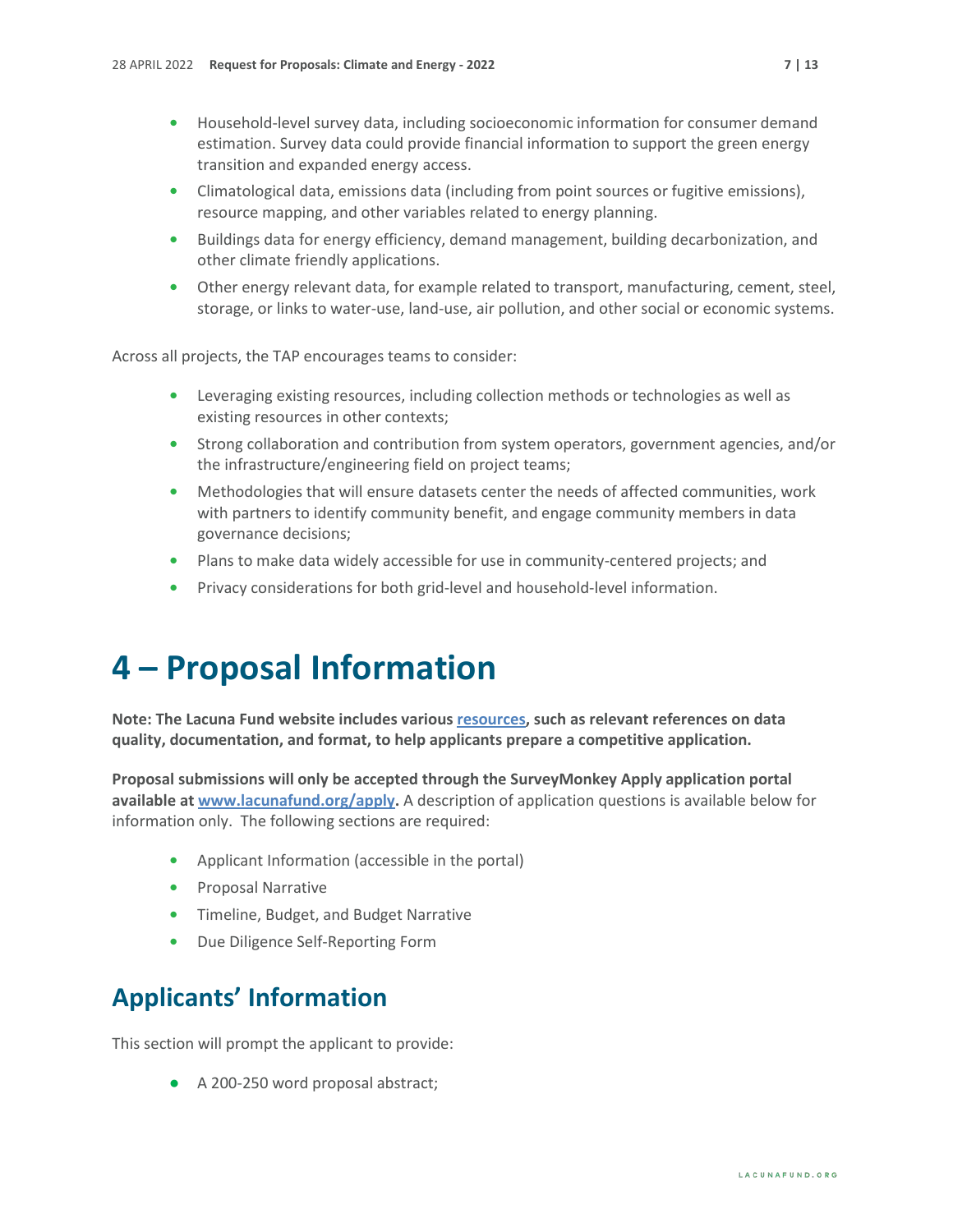- Household-level survey data, including socioeconomic information for consumer demand estimation. Survey data could provide financial information to support the green energy transition and expanded energy access.
- Climatological data, emissions data (including from point sources or fugitive emissions), resource mapping, and other variables related to energy planning.
- Buildings data for energy efficiency, demand management, building decarbonization, and other climate friendly applications.
- Other energy relevant data, for example related to transport, manufacturing, cement, steel, storage, or links to water-use, land-use, air pollution, and other social or economic systems.

Across all projects, the TAP encourages teams to consider:

- Leveraging existing resources, including collection methods or technologies as well as existing resources in other contexts;
- Strong collaboration and contribution from system operators, government agencies, and/or the infrastructure/engineering field on project teams;
- Methodologies that will ensure datasets center the needs of affected communities, work with partners to identify community benefit, and engage community members in data governance decisions;
- Plans to make data widely accessible for use in community-centered projects; and
- Privacy considerations for both grid-level and household-level information.

# 4 – Proposal Information

**Note: The Lacuna Fund website includes various resources, such as relevant references on data quality, documentation, and format, to help applicants prepare a competitive application.**

**Proposal submissions will only be accepted through the SurveyMonkey Apply application portal available at www.lacunafund.org/apply.** A description of application questions is available below for information only. The following sections are required:

- Applicant Information (accessible in the portal)
- Proposal Narrative
- Timeline, Budget, and Budget Narrative
- Due Diligence Self-Reporting Form

## Applicants' Information

This section will prompt the applicant to provide:

- A 200-250 word proposal abstract;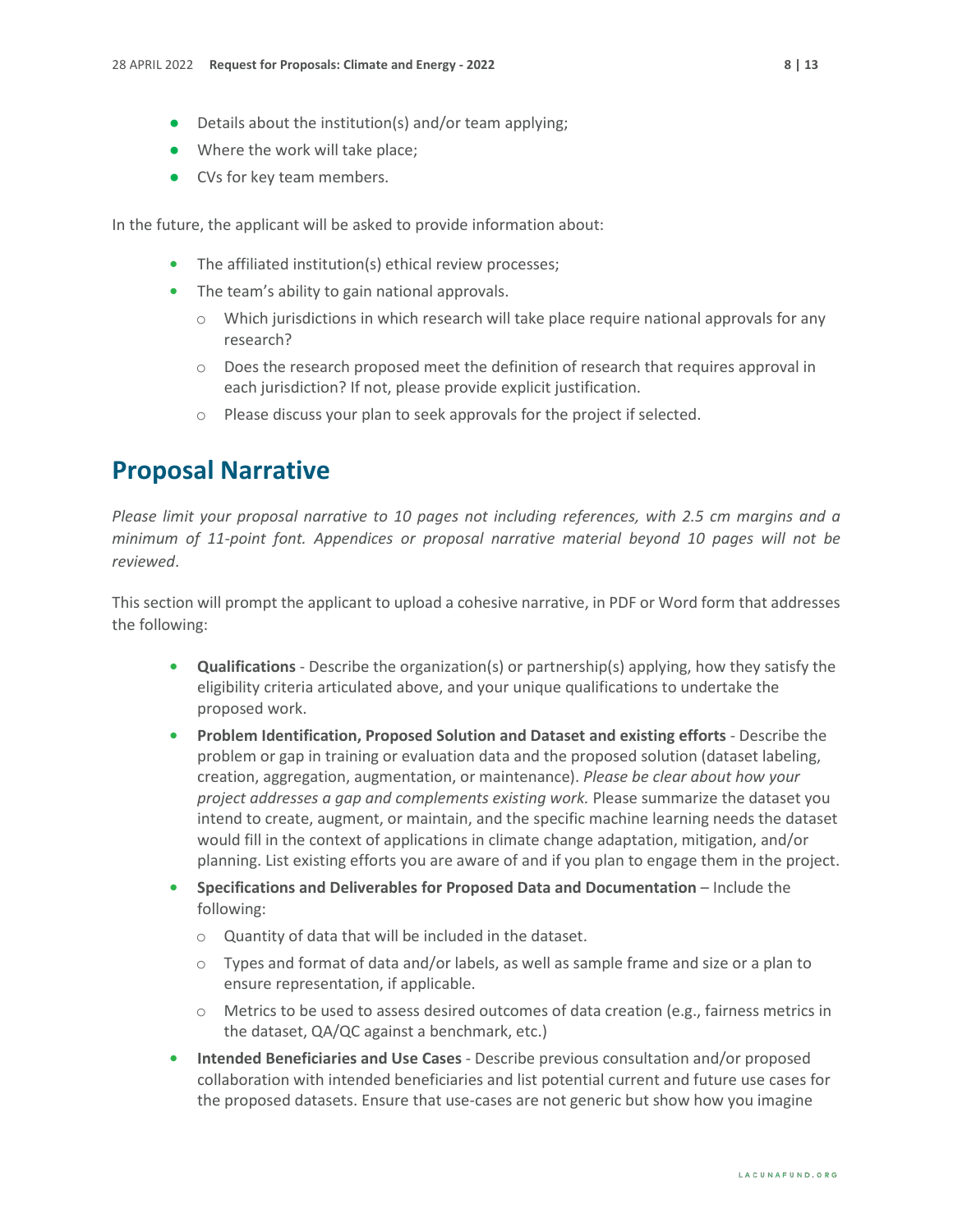- Details about the institution(s) and/or team applying;
- Where the work will take place;
- CVs for key team members.

In the future, the applicant will be asked to provide information about:

- The affiliated institution(s) ethical review processes;
- The team's ability to gain national approvals.
    - Which jurisdictions in which research will take place require national approvals for any research?
    - Does the research proposed meet the definition of research that requires approval in each jurisdiction? If not, please provide explicit justification.
    - Please discuss your plan to seek approvals for the project if selected.

# Proposal Narrative

*Please limit your proposal narrative to 10 pages not including references, with 2.5 cm margins and a minimum of 11-point font. Appendices or proposal narrative material beyond 10 pages will not be reviewed*.

This section will prompt the applicant to upload a cohesive narrative, in PDF or Word form that addresses the following:

- **Qualifications** - Describe the organization(s) or partnership(s) applying, how they satisfy the eligibility criteria articulated above, and your unique qualifications to undertake the proposed work.
- **Problem Identification, Proposed Solution and Dataset and existing efforts** - Describe the problem or gap in training or evaluation data and the proposed solution (dataset labeling, creation, aggregation, augmentation, or maintenance). *Please be clear about how your project addresses a gap and complements existing work.* Please summarize the dataset you intend to create, augment, or maintain, and the specific machine learning needs the dataset would fill in the context of applications in climate change adaptation, mitigation, and/or planning. List existing efforts you are aware of and if you plan to engage them in the project.
- **Specifications and Deliverables for Proposed Data and Documentation** – Include the following:
    - Quantity of data that will be included in the dataset.
    - Types and format of data and/or labels, as well as sample frame and size or a plan to ensure representation, if applicable.
    - Metrics to be used to assess desired outcomes of data creation (e.g., fairness metrics in the dataset, QA/QC against a benchmark, etc.)
- **Intended Beneficiaries and Use Cases** - Describe previous consultation and/or proposed collaboration with intended beneficiaries and list potential current and future use cases for the proposed datasets. Ensure that use-cases are not generic but show how you imagine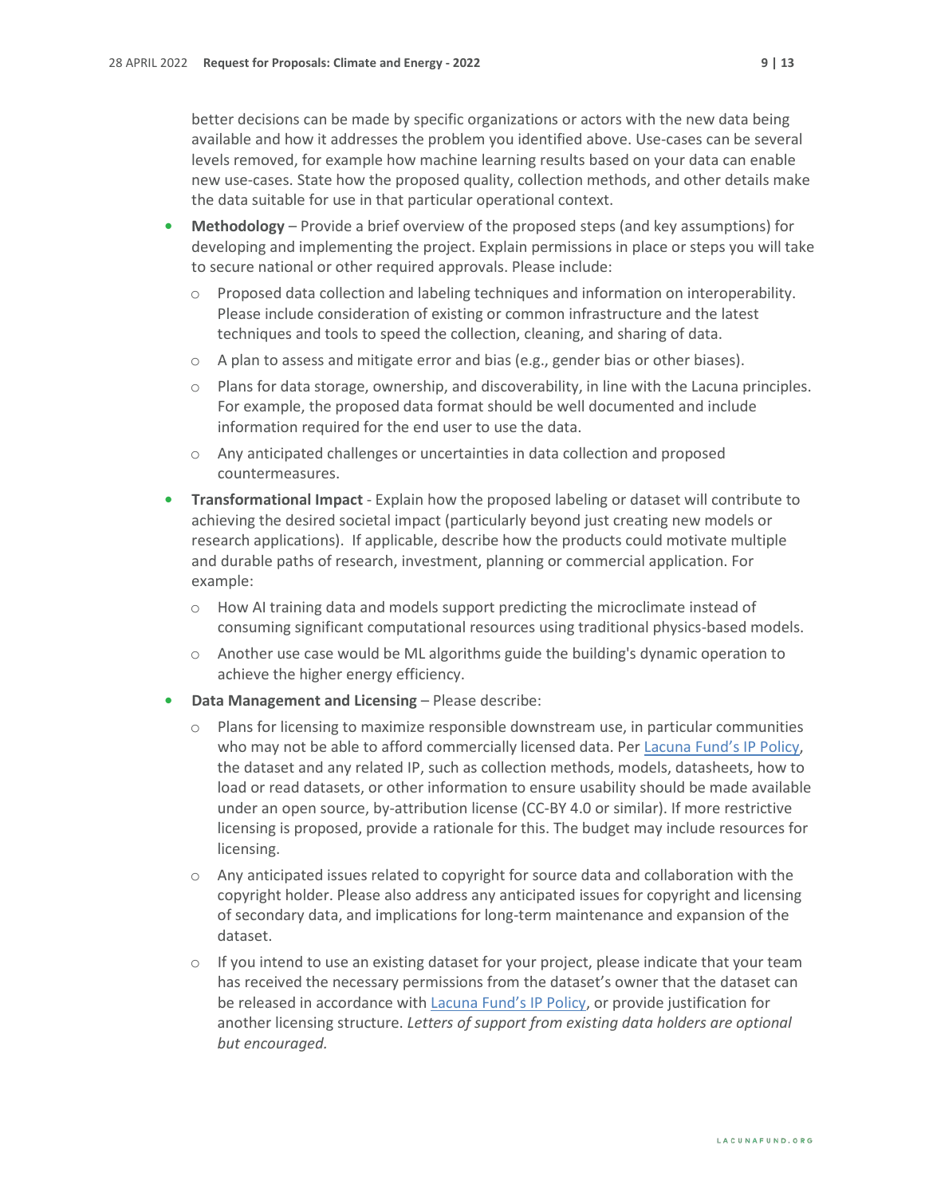better decisions can be made by specific organizations or actors with the new data being available and how it addresses the problem you identified above. Use-cases can be several levels removed, for example how machine learning results based on your data can enable new use-cases. State how the proposed quality, collection methods, and other details make the data suitable for use in that particular operational context.

- **Methodology** – Provide a brief overview of the proposed steps (and key assumptions) for developing and implementing the project. Explain permissions in place or steps you will take to secure national or other required approvals. Please include:
  - Proposed data collection and labeling techniques and information on interoperability. Please include consideration of existing or common infrastructure and the latest techniques and tools to speed the collection, cleaning, and sharing of data.
  - A plan to assess and mitigate error and bias (e.g., gender bias or other biases).
  - Plans for data storage, ownership, and discoverability, in line with the Lacuna principles. For example, the proposed data format should be well documented and include information required for the end user to use the data.
  - Any anticipated challenges or uncertainties in data collection and proposed countermeasures.
- **Transformational Impact** - Explain how the proposed labeling or dataset will contribute to achieving the desired societal impact (particularly beyond just creating new models or research applications). If applicable, describe how the products could motivate multiple and durable paths of research, investment, planning or commercial application. For example:
  - How AI training data and models support predicting the microclimate instead of consuming significant computational resources using traditional physics-based models.
  - Another use case would be ML algorithms guide the building's dynamic operation to achieve the higher energy efficiency.
- **Data Management and Licensing** – Please describe:
  - Plans for licensing to maximize responsible downstream use, in particular communities who may not be able to afford commercially licensed data. Per Lacuna Fund's IP Policy, the dataset and any related IP, such as collection methods, models, datasheets, how to load or read datasets, or other information to ensure usability should be made available under an open source, by-attribution license (CC-BY 4.0 or similar). If more restrictive licensing is proposed, provide a rationale for this. The budget may include resources for licensing.
  - Any anticipated issues related to copyright for source data and collaboration with the copyright holder. Please also address any anticipated issues for copyright and licensing of secondary data, and implications for long-term maintenance and expansion of the dataset.
  - If you intend to use an existing dataset for your project, please indicate that your team has received the necessary permissions from the dataset's owner that the dataset can be released in accordance with Lacuna Fund's IP Policy, or provide justification for another licensing structure. *Letters of support from existing data holders are optional but encouraged.*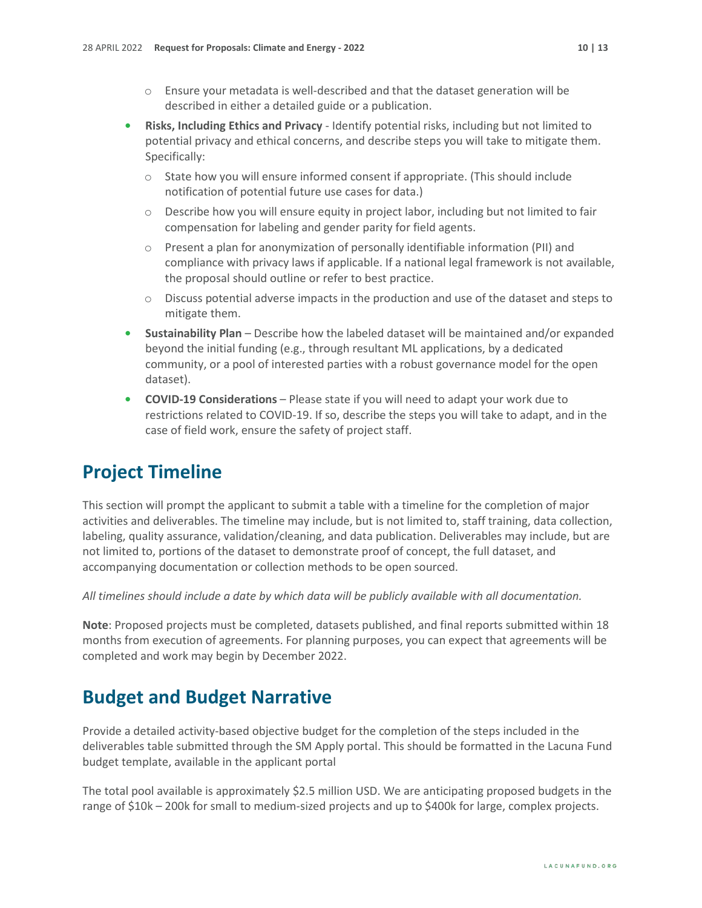- Ensure your metadata is well-described and that the dataset generation will be described in either a detailed guide or a publication.
- **Risks, Including Ethics and Privacy** - Identify potential risks, including but not limited to potential privacy and ethical concerns, and describe steps you will take to mitigate them. Specifically:
    - State how you will ensure informed consent if appropriate. (This should include notification of potential future use cases for data.)
    - Describe how you will ensure equity in project labor, including but not limited to fair compensation for labeling and gender parity for field agents.
    - Present a plan for anonymization of personally identifiable information (PII) and compliance with privacy laws if applicable. If a national legal framework is not available, the proposal should outline or refer to best practice.
    - Discuss potential adverse impacts in the production and use of the dataset and steps to mitigate them.
- **Sustainability Plan** – Describe how the labeled dataset will be maintained and/or expanded beyond the initial funding (e.g., through resultant ML applications, by a dedicated community, or a pool of interested parties with a robust governance model for the open dataset).
- **COVID-19 Considerations** – Please state if you will need to adapt your work due to restrictions related to COVID-19. If so, describe the steps you will take to adapt, and in the case of field work, ensure the safety of project staff.

# Project Timeline

This section will prompt the applicant to submit a table with a timeline for the completion of major activities and deliverables. The timeline may include, but is not limited to, staff training, data collection, labeling, quality assurance, validation/cleaning, and data publication. Deliverables may include, but are not limited to, portions of the dataset to demonstrate proof of concept, the full dataset, and accompanying documentation or collection methods to be open sourced.

*All timelines should include a date by which data will be publicly available with all documentation.*

**Note**: Proposed projects must be completed, datasets published, and final reports submitted within 18 months from execution of agreements. For planning purposes, you can expect that agreements will be completed and work may begin by December 2022.

# Budget and Budget Narrative

Provide a detailed activity-based objective budget for the completion of the steps included in the deliverables table submitted through the SM Apply portal. This should be formatted in the Lacuna Fund budget template, available in the applicant portal

The total pool available is approximately $2.5 million USD. We are anticipating proposed budgets in the range of $10k – 200k for small to medium-sized projects and up to $400k for large, complex projects.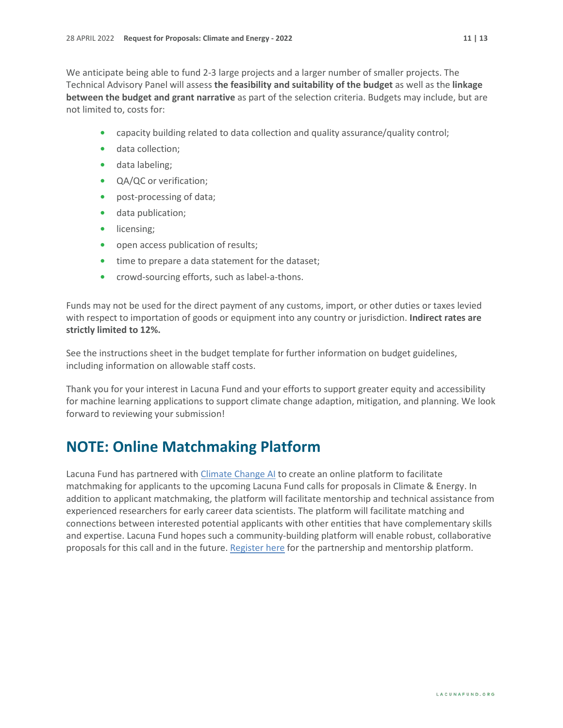We anticipate being able to fund 2-3 large projects and a larger number of smaller projects. The Technical Advisory Panel will assess **the feasibility and suitability of the budget** as well as the **linkage between the budget and grant narrative** as part of the selection criteria. Budgets may include, but are not limited to, costs for:

- capacity building related to data collection and quality assurance/quality control;
- data collection;
- data labeling;
- QA/QC or verification;
- post-processing of data;
- data publication;
- licensing;
- open access publication of results;
- time to prepare a data statement for the dataset;
- crowd-sourcing efforts, such as label-a-thons.

Funds may not be used for the direct payment of any customs, import, or other duties or taxes levied with respect to importation of goods or equipment into any country or jurisdiction. **Indirect rates are strictly limited to 12%.**

See the instructions sheet in the budget template for further information on budget guidelines, including information on allowable staff costs.

Thank you for your interest in Lacuna Fund and your efforts to support greater equity and accessibility for machine learning applications to support climate change adaption, mitigation, and planning. We look forward to reviewing your submission!

# NOTE: Online Matchmaking Platform

Lacuna Fund has partnered with Climate Change AI to create an online platform to facilitate matchmaking for applicants to the upcoming Lacuna Fund calls for proposals in Climate & Energy. In addition to applicant matchmaking, the platform will facilitate mentorship and technical assistance from experienced researchers for early career data scientists. The platform will facilitate matching and connections between interested potential applicants with other entities that have complementary skills and expertise. Lacuna Fund hopes such a community-building platform will enable robust, collaborative proposals for this call and in the future. Register here for the partnership and mentorship platform.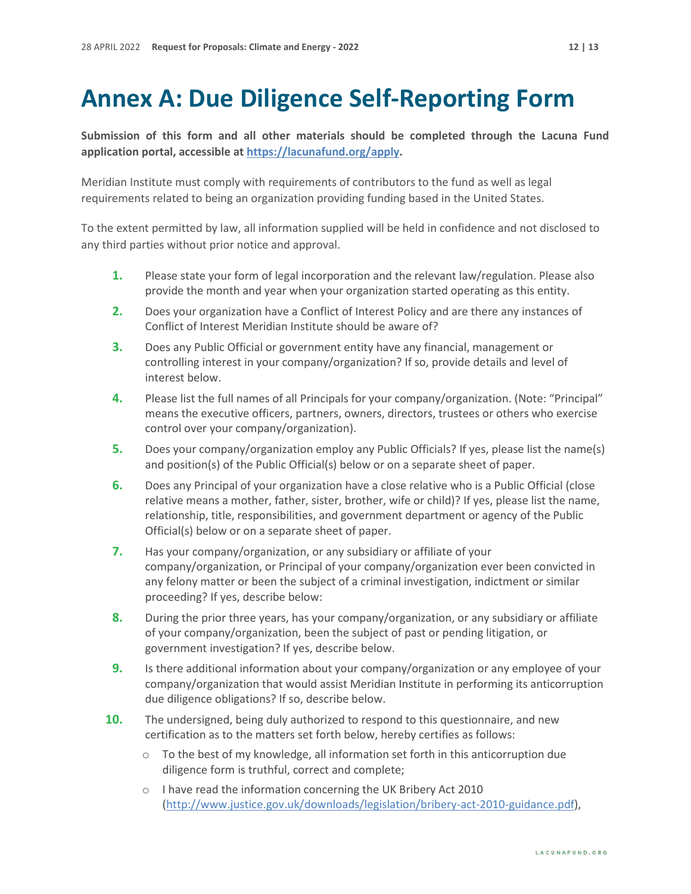# Annex A: Due Diligence Self-Reporting Form

**Submission of this form and all other materials should be completed through the Lacuna Fund application portal, accessible at [https://lacunafund.org/apply](https://lacunafund.org/apply).**

Meridian Institute must comply with requirements of contributors to the fund as well as legal requirements related to being an organization providing funding based in the United States.

To the extent permitted by law, all information supplied will be held in confidence and not disclosed to any third parties without prior notice and approval.

1. Please state your form of legal incorporation and the relevant law/regulation. Please also provide the month and year when your organization started operating as this entity.
2. Does your organization have a Conflict of Interest Policy and are there any instances of Conflict of Interest Meridian Institute should be aware of?
3. Does any Public Official or government entity have any financial, management or controlling interest in your company/organization? If so, provide details and level of interest below.
4. Please list the full names of all Principals for your company/organization. (Note: "Principal" means the executive officers, partners, owners, directors, trustees or others who exercise control over your company/organization).
5. Does your company/organization employ any Public Officials? If yes, please list the name(s) and position(s) of the Public Official(s) below or on a separate sheet of paper.
6. Does any Principal of your organization have a close relative who is a Public Official (close relative means a mother, father, sister, brother, wife or child)? If yes, please list the name, relationship, title, responsibilities, and government department or agency of the Public Official(s) below or on a separate sheet of paper.
7. Has your company/organization, or any subsidiary or affiliate of your company/organization, or Principal of your company/organization ever been convicted in any felony matter or been the subject of a criminal investigation, indictment or similar proceeding? If yes, describe below:
8. During the prior three years, has your company/organization, or any subsidiary or affiliate of your company/organization, been the subject of past or pending litigation, or government investigation? If yes, describe below.
9. Is there additional information about your company/organization or any employee of your company/organization that would assist Meridian Institute in performing its anticorruption due diligence obligations? If so, describe below.
10. The undersigned, being duly authorized to respond to this questionnaire, and new certification as to the matters set forth below, hereby certifies as follows:
    - To the best of my knowledge, all information set forth in this anticorruption due diligence form is truthful, correct and complete;
    - I have read the information concerning the UK Bribery Act 2010 ([http://www.justice.gov.uk/downloads/legislation/bribery-act-2010-guidance.pdf](http://www.justice.gov.uk/downloads/legislation/bribery-act-2010-guidance.pdf)),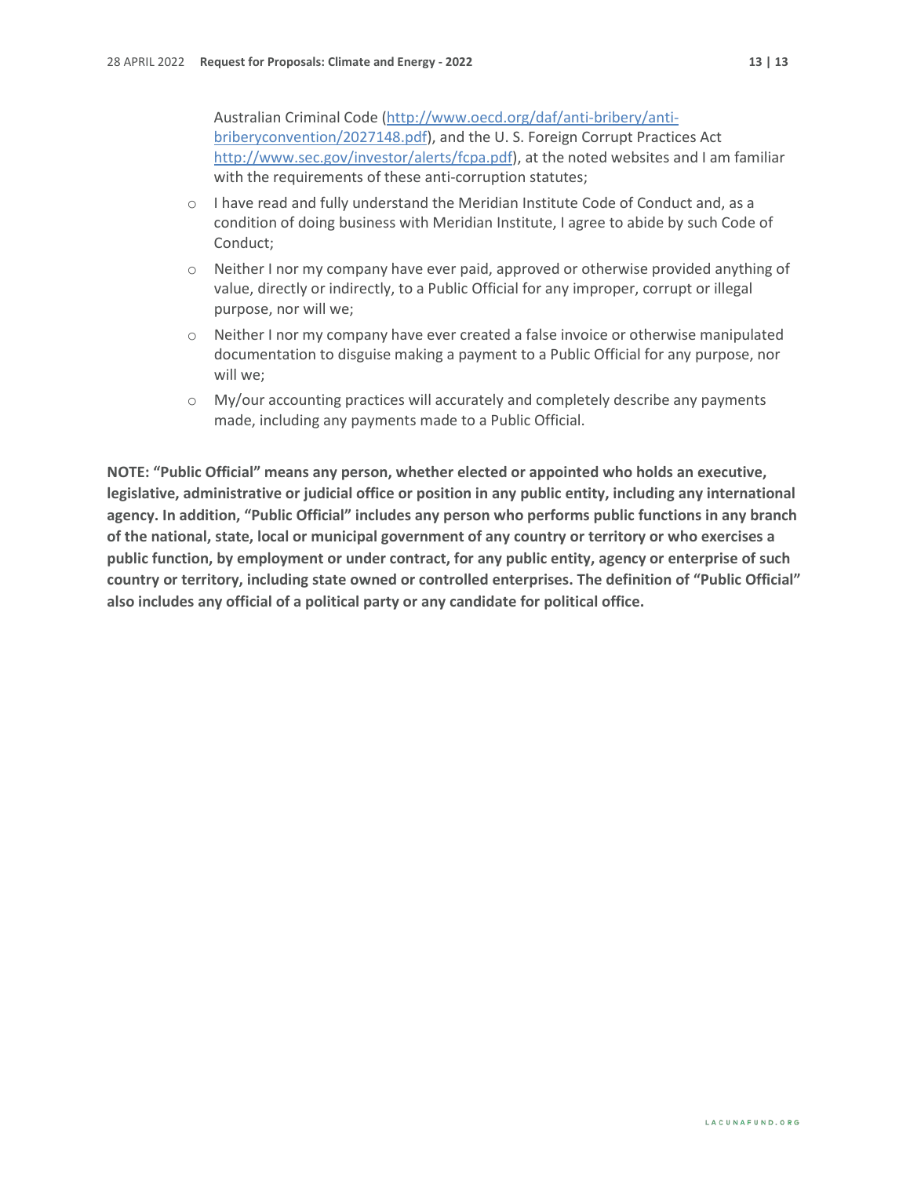Australian Criminal Code (http://www.oecd.org/daf/anti-bribery/anti-briberyconvention/2027148.pdf), and the U. S. Foreign Corrupt Practices Act http://www.sec.gov/investor/alerts/fcpa.pdf), at the noted websites and I am familiar with the requirements of these anti-corruption statutes;

- I have read and fully understand the Meridian Institute Code of Conduct and, as a condition of doing business with Meridian Institute, I agree to abide by such Code of Conduct;
- Neither I nor my company have ever paid, approved or otherwise provided anything of value, directly or indirectly, to a Public Official for any improper, corrupt or illegal purpose, nor will we;
- Neither I nor my company have ever created a false invoice or otherwise manipulated documentation to disguise making a payment to a Public Official for any purpose, nor will we;
- My/our accounting practices will accurately and completely describe any payments made, including any payments made to a Public Official.

**NOTE: "Public Official" means any person, whether elected or appointed who holds an executive, legislative, administrative or judicial office or position in any public entity, including any international agency. In addition, "Public Official" includes any person who performs public functions in any branch of the national, state, local or municipal government of any country or territory or who exercises a public function, by employment or under contract, for any public entity, agency or enterprise of such country or territory, including state owned or controlled enterprises. The definition of "Public Official" also includes any official of a political party or any candidate for political office.**